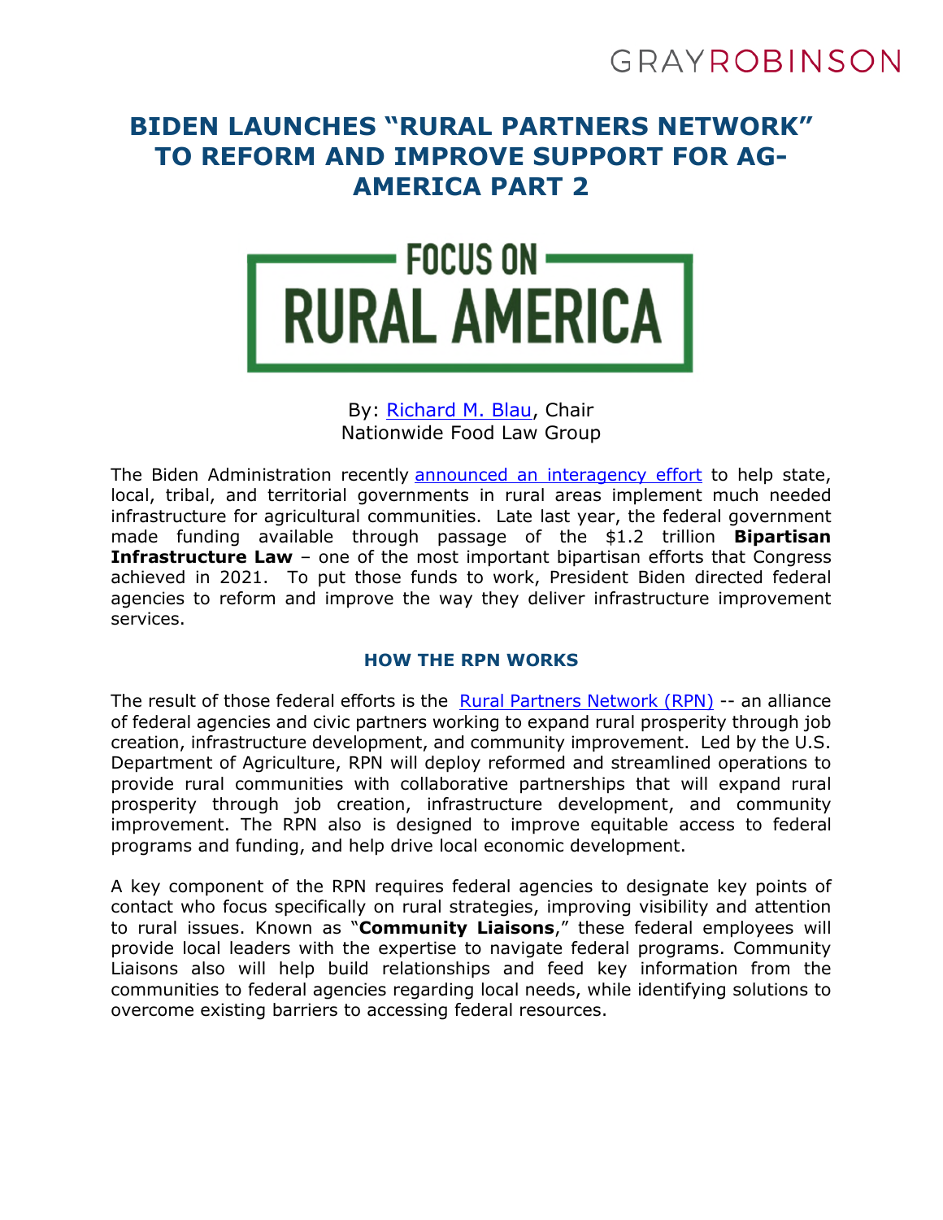GRAYROBINSON

# BIDEN LAUNCHES "RURAL PARTNERS NETWORK" TO REFORM AND IMPROVE SUPPORT FOR AG-AMERICA PART 2

FOCUS ON RURAL AMERICA

By: [Richard M. Blau](), Chair
Nationwide Food Law Group

The Biden Administration recently [announced an interagency effort]() to help state, local, tribal, and territorial governments in rural areas implement much needed infrastructure for agricultural communities. Late last year, the federal government made funding available through passage of the $1.2 trillion **Bipartisan Infrastructure Law** – one of the most important bipartisan efforts that Congress achieved in 2021. To put those funds to work, President Biden directed federal agencies to reform and improve the way they deliver infrastructure improvement services.

## HOW THE RPN WORKS

The result of those federal efforts is the [Rural Partners Network (RPN)]() -- an alliance of federal agencies and civic partners working to expand rural prosperity through job creation, infrastructure development, and community improvement. Led by the U.S. Department of Agriculture, RPN will deploy reformed and streamlined operations to provide rural communities with collaborative partnerships that will expand rural prosperity through job creation, infrastructure development, and community improvement. The RPN also is designed to improve equitable access to federal programs and funding, and help drive local economic development.

A key component of the RPN requires federal agencies to designate key points of contact who focus specifically on rural strategies, improving visibility and attention to rural issues. Known as "**Community Liaisons**," these federal employees will provide local leaders with the expertise to navigate federal programs. Community Liaisons also will help build relationships and feed key information from the communities to federal agencies regarding local needs, while identifying solutions to overcome existing barriers to accessing federal resources.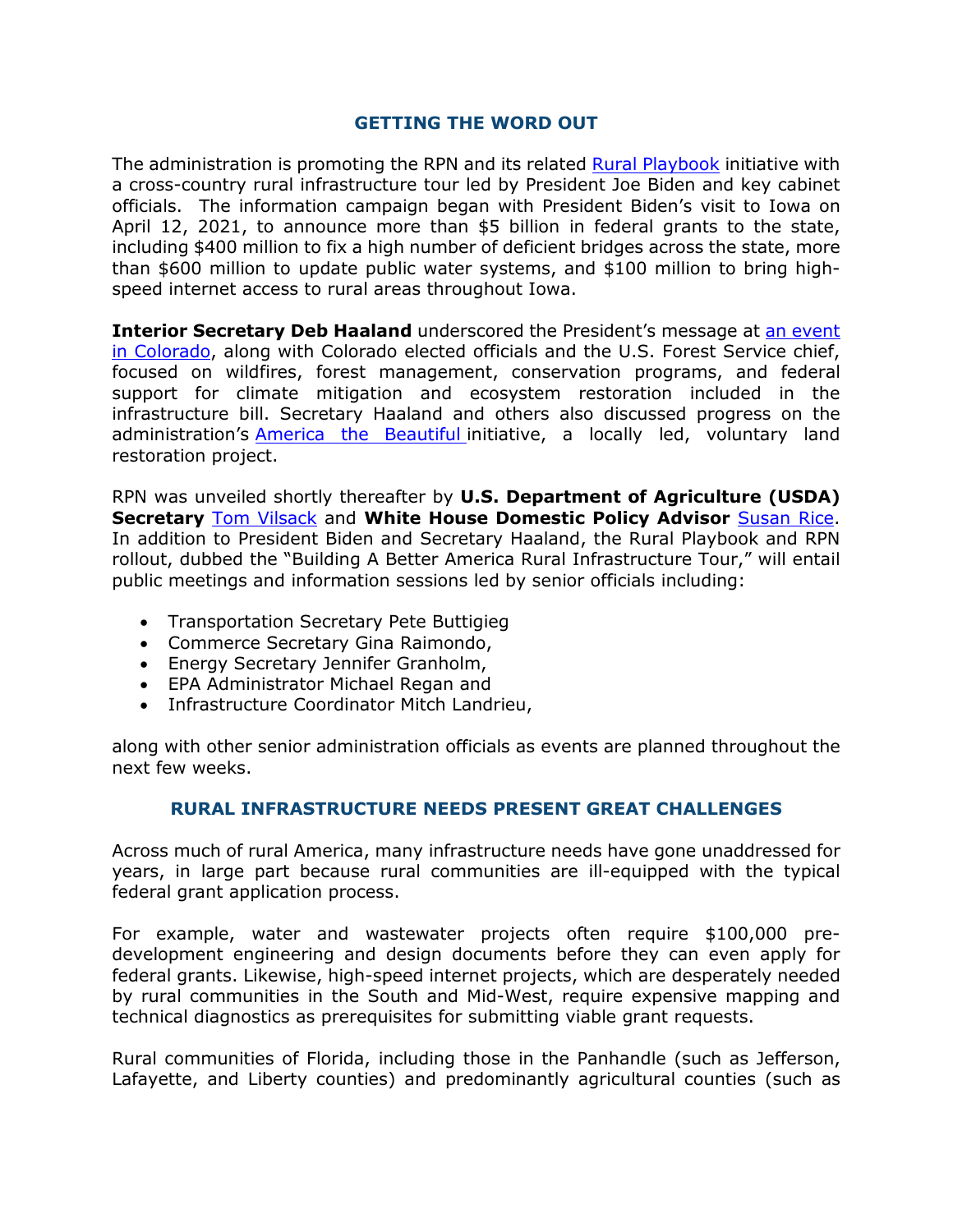## GETTING THE WORD OUT

The administration is promoting the RPN and its related Rural Playbook initiative with a cross-country rural infrastructure tour led by President Joe Biden and key cabinet officials. The information campaign began with President Biden's visit to Iowa on April 12, 2021, to announce more than $5 billion in federal grants to the state, including $400 million to fix a high number of deficient bridges across the state, more than $600 million to update public water systems, and $100 million to bring high-speed internet access to rural areas throughout Iowa.

**Interior Secretary Deb Haaland** underscored the President's message at an event in Colorado, along with Colorado elected officials and the U.S. Forest Service chief, focused on wildfires, forest management, conservation programs, and federal support for climate mitigation and ecosystem restoration included in the infrastructure bill. Secretary Haaland and others also discussed progress on the administration's America the Beautiful initiative, a locally led, voluntary land restoration project.

RPN was unveiled shortly thereafter by **U.S. Department of Agriculture (USDA) Secretary** Tom Vilsack and **White House Domestic Policy Advisor** Susan Rice. In addition to President Biden and Secretary Haaland, the Rural Playbook and RPN rollout, dubbed the "Building A Better America Rural Infrastructure Tour," will entail public meetings and information sessions led by senior officials including:

- Transportation Secretary Pete Buttigieg
- Commerce Secretary Gina Raimondo,
- Energy Secretary Jennifer Granholm,
- EPA Administrator Michael Regan and
- Infrastructure Coordinator Mitch Landrieu,

along with other senior administration officials as events are planned throughout the next few weeks.

## RURAL INFRASTRUCTURE NEEDS PRESENT GREAT CHALLENGES

Across much of rural America, many infrastructure needs have gone unaddressed for years, in large part because rural communities are ill-equipped with the typical federal grant application process.

For example, water and wastewater projects often require $100,000 pre-development engineering and design documents before they can even apply for federal grants. Likewise, high-speed internet projects, which are desperately needed by rural communities in the South and Mid-West, require expensive mapping and technical diagnostics as prerequisites for submitting viable grant requests.

Rural communities of Florida, including those in the Panhandle (such as Jefferson, Lafayette, and Liberty counties) and predominantly agricultural counties (such as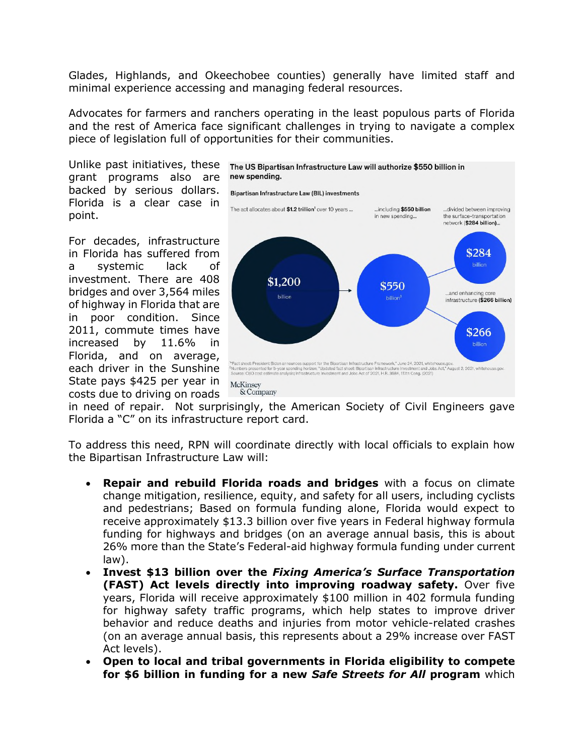Glades, Highlands, and Okeechobee counties) generally have limited staff and minimal experience accessing and managing federal resources.

Advocates for farmers and ranchers operating in the least populous parts of Florida and the rest of America face significant challenges in trying to navigate a complex piece of legislation full of opportunities for their communities.

Unlike past initiatives, these grant programs also are backed by serious dollars. Florida is a clear case in point.

**The US Bipartisan Infrastructure Law will authorize $550 billion in new spending.**

Bipartisan Infrastructure Law (BIL) investments

The act allocates about **$1.2 trillion**[1] over 10 years ... ...including **$550 billion** in new spending... ...divided between improving the surface-transportation network (**$284 billion**)... ...and enhancing core infrastructure (**$266 billion**)

$1,200 billion → $550 billion[2] → $284 billion / $266 billion

[1]Fact sheet: President Biden announces support for the Bipartisan Infrastructure Framework," June 24, 2021, whitehouse.gov.
[2]Numbers presented for 5-year spending horizon; "Updated fact sheet: Bipartisan Infrastructure Investment and Jobs Act," August 2, 2021, whitehouse.gov.
Source: CBO cost estimate analysis; Infrastructure Investment and Jobs Act of 2021, H.R. 3684, 117th Cong. (2021)

McKinsey & Company

For decades, infrastructure in Florida has suffered from a systemic lack of investment. There are 408 bridges and over 3,564 miles of highway in Florida that are in poor condition. Since 2011, commute times have increased by 11.6% in Florida, and on average, each driver in the Sunshine State pays $425 per year in costs due to driving on roads in need of repair. Not surprisingly, the American Society of Civil Engineers gave Florida a "C" on its infrastructure report card.

To address this need, RPN will coordinate directly with local officials to explain how the Bipartisan Infrastructure Law will:

- **Repair and rebuild Florida roads and bridges** with a focus on climate change mitigation, resilience, equity, and safety for all users, including cyclists and pedestrians; Based on formula funding alone, Florida would expect to receive approximately $13.3 billion over five years in Federal highway formula funding for highways and bridges (on an average annual basis, this is about 26% more than the State's Federal-aid highway formula funding under current law).
- **Invest $13 billion over the *Fixing America's Surface Transportation* (FAST) Act levels directly into improving roadway safety.** Over five years, Florida will receive approximately $100 million in 402 formula funding for highway safety traffic programs, which help states to improve driver behavior and reduce deaths and injuries from motor vehicle-related crashes (on an average annual basis, this represents about a 29% increase over FAST Act levels).
- **Open to local and tribal governments in Florida eligibility to compete for $6 billion in funding for a new *Safe Streets for All* program** which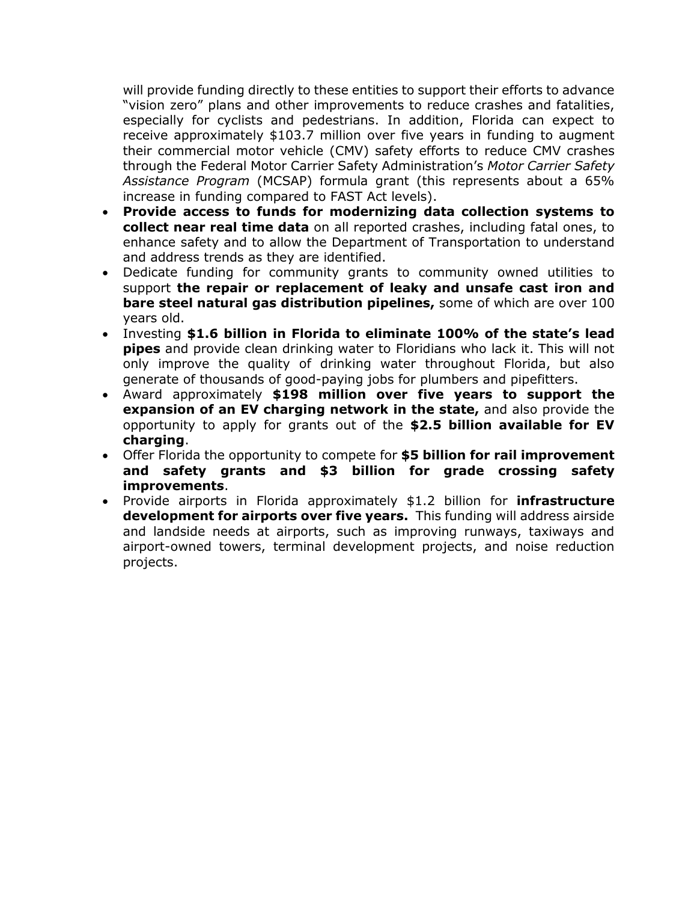will provide funding directly to these entities to support their efforts to advance "vision zero" plans and other improvements to reduce crashes and fatalities, especially for cyclists and pedestrians. In addition, Florida can expect to receive approximately $103.7 million over five years in funding to augment their commercial motor vehicle (CMV) safety efforts to reduce CMV crashes through the Federal Motor Carrier Safety Administration's *Motor Carrier Safety Assistance Program* (MCSAP) formula grant (this represents about a 65% increase in funding compared to FAST Act levels).

- **Provide access to funds for modernizing data collection systems to collect near real time data** on all reported crashes, including fatal ones, to enhance safety and to allow the Department of Transportation to understand and address trends as they are identified.
- Dedicate funding for community grants to community owned utilities to support **the repair or replacement of leaky and unsafe cast iron and bare steel natural gas distribution pipelines,** some of which are over 100 years old.
- Investing **$1.6 billion in Florida to eliminate 100% of the state's lead pipes** and provide clean drinking water to Floridians who lack it. This will not only improve the quality of drinking water throughout Florida, but also generate of thousands of good-paying jobs for plumbers and pipefitters.
- Award approximately **$198 million over five years to support the expansion of an EV charging network in the state,** and also provide the opportunity to apply for grants out of the **$2.5 billion available for EV charging**.
- Offer Florida the opportunity to compete for **$5 billion for rail improvement and safety grants and $3 billion for grade crossing safety improvements**.
- Provide airports in Florida approximately $1.2 billion for **infrastructure development for airports over five years.** This funding will address airside and landside needs at airports, such as improving runways, taxiways and airport-owned towers, terminal development projects, and noise reduction projects.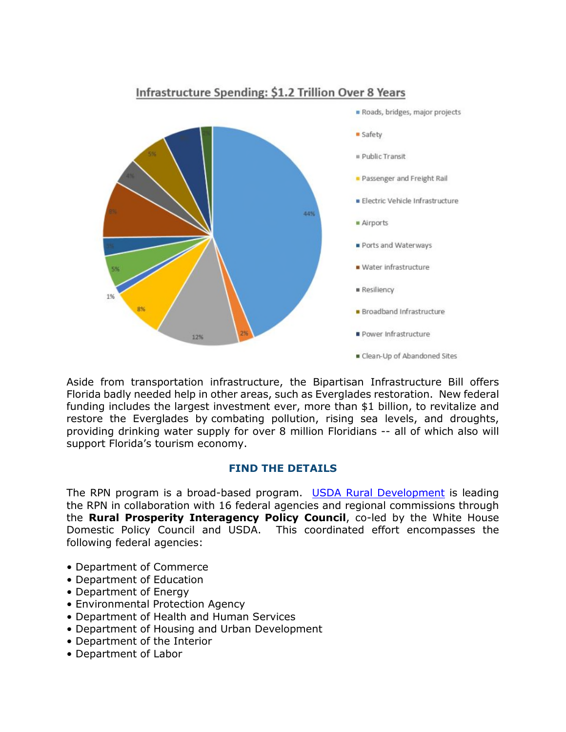Infrastructure Spending: $1.2 Trillion Over 8 Years

- Roads, bridges, major projects
- Safety
- Public Transit
- Passenger and Freight Rail
- Electric Vehicle Infrastructure
- Airports
- Ports and Waterways
- Water infrastructure
- Resiliency
- Broadband Infrastructure
- Power Infrastructure
- Clean-Up of Abandoned Sites

44% · 2% · 12% · 8% · 1% · 5% · 3% · 8% · 4% · 5% · 6% · 2%

Aside from transportation infrastructure, the Bipartisan Infrastructure Bill offers Florida badly needed help in other areas, such as Everglades restoration. New federal funding includes the largest investment ever, more than $1 billion, to revitalize and restore the Everglades by combating pollution, rising sea levels, and droughts, providing drinking water supply for over 8 million Floridians -- all of which also will support Florida's tourism economy.

## FIND THE DETAILS

The RPN program is a broad-based program. [USDA Rural Development] is leading the RPN in collaboration with 16 federal agencies and regional commissions through the **Rural Prosperity Interagency Policy Council**, co-led by the White House Domestic Policy Council and USDA. This coordinated effort encompasses the following federal agencies:

- Department of Commerce
- Department of Education
- Department of Energy
- Environmental Protection Agency
- Department of Health and Human Services
- Department of Housing and Urban Development
- Department of the Interior
- Department of Labor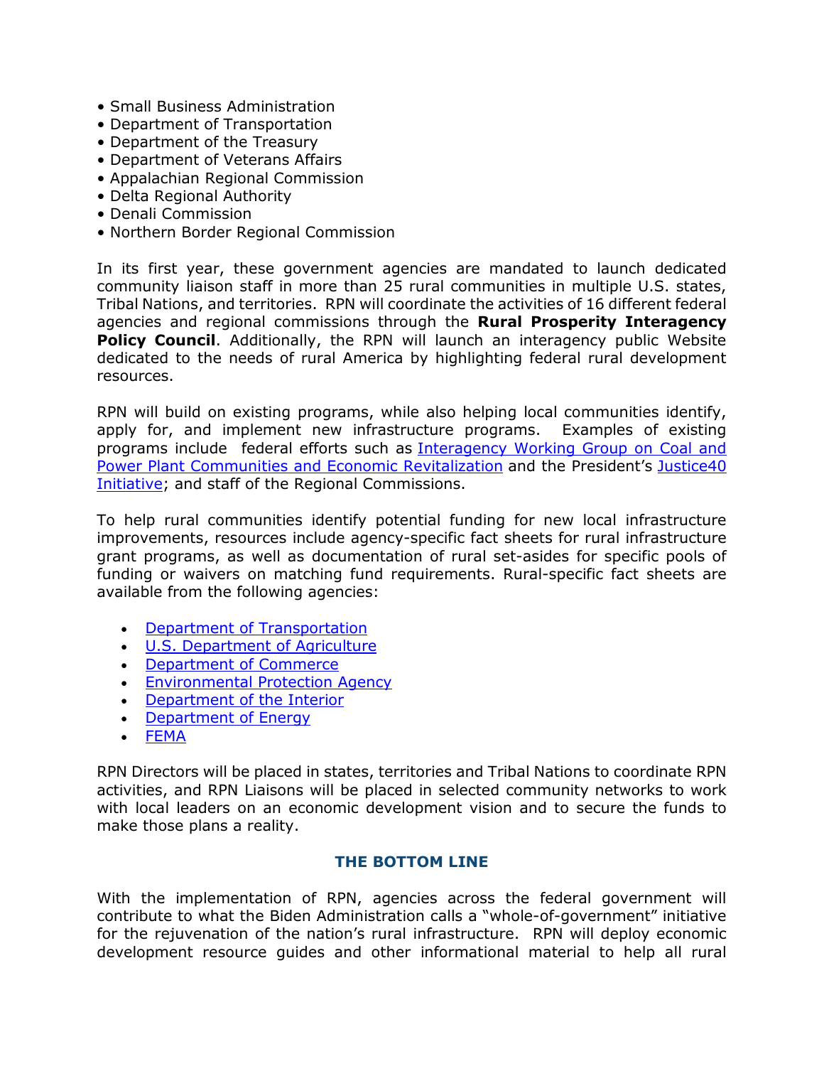- Small Business Administration
- Department of Transportation
- Department of the Treasury
- Department of Veterans Affairs
- Appalachian Regional Commission
- Delta Regional Authority
- Denali Commission
- Northern Border Regional Commission

In its first year, these government agencies are mandated to launch dedicated community liaison staff in more than 25 rural communities in multiple U.S. states, Tribal Nations, and territories. RPN will coordinate the activities of 16 different federal agencies and regional commissions through the **Rural Prosperity Interagency Policy Council**. Additionally, the RPN will launch an interagency public Website dedicated to the needs of rural America by highlighting federal rural development resources.

RPN will build on existing programs, while also helping local communities identify, apply for, and implement new infrastructure programs. Examples of existing programs include federal efforts such as Interagency Working Group on Coal and Power Plant Communities and Economic Revitalization and the President's Justice40 Initiative; and staff of the Regional Commissions.

To help rural communities identify potential funding for new local infrastructure improvements, resources include agency-specific fact sheets for rural infrastructure grant programs, as well as documentation of rural set-asides for specific pools of funding or waivers on matching fund requirements. Rural-specific fact sheets are available from the following agencies:

- Department of Transportation
- U.S. Department of Agriculture
- Department of Commerce
- Environmental Protection Agency
- Department of the Interior
- Department of Energy
- FEMA

RPN Directors will be placed in states, territories and Tribal Nations to coordinate RPN activities, and RPN Liaisons will be placed in selected community networks to work with local leaders on an economic development vision and to secure the funds to make those plans a reality.

## THE BOTTOM LINE

With the implementation of RPN, agencies across the federal government will contribute to what the Biden Administration calls a "whole-of-government" initiative for the rejuvenation of the nation's rural infrastructure. RPN will deploy economic development resource guides and other informational material to help all rural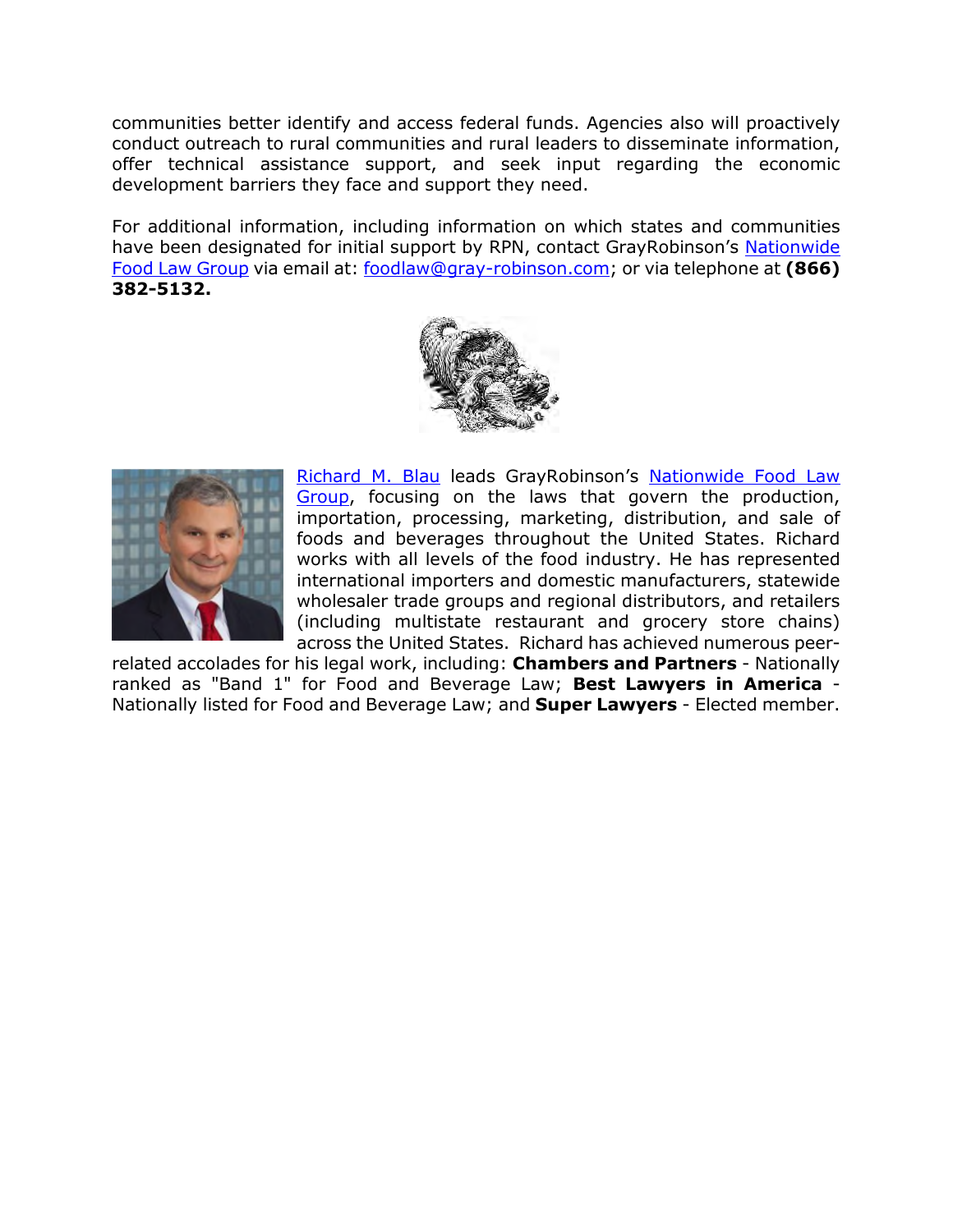communities better identify and access federal funds. Agencies also will proactively conduct outreach to rural communities and rural leaders to disseminate information, offer technical assistance support, and seek input regarding the economic development barriers they face and support they need.

For additional information, including information on which states and communities have been designated for initial support by RPN, contact GrayRobinson's [Nationwide Food Law Group](#) via email at: [foodlaw@gray-robinson.com](mailto:foodlaw@gray-robinson.com); or via telephone at **(866) 382-5132.**

[Richard M. Blau](#) leads GrayRobinson's [Nationwide Food Law Group](#), focusing on the laws that govern the production, importation, processing, marketing, distribution, and sale of foods and beverages throughout the United States. Richard works with all levels of the food industry. He has represented international importers and domestic manufacturers, statewide wholesaler trade groups and regional distributors, and retailers (including multistate restaurant and grocery store chains) across the United States. Richard has achieved numerous peer-related accolades for his legal work, including: **Chambers and Partners** - Nationally ranked as "Band 1" for Food and Beverage Law; **Best Lawyers in America** - Nationally listed for Food and Beverage Law; and **Super Lawyers** - Elected member.